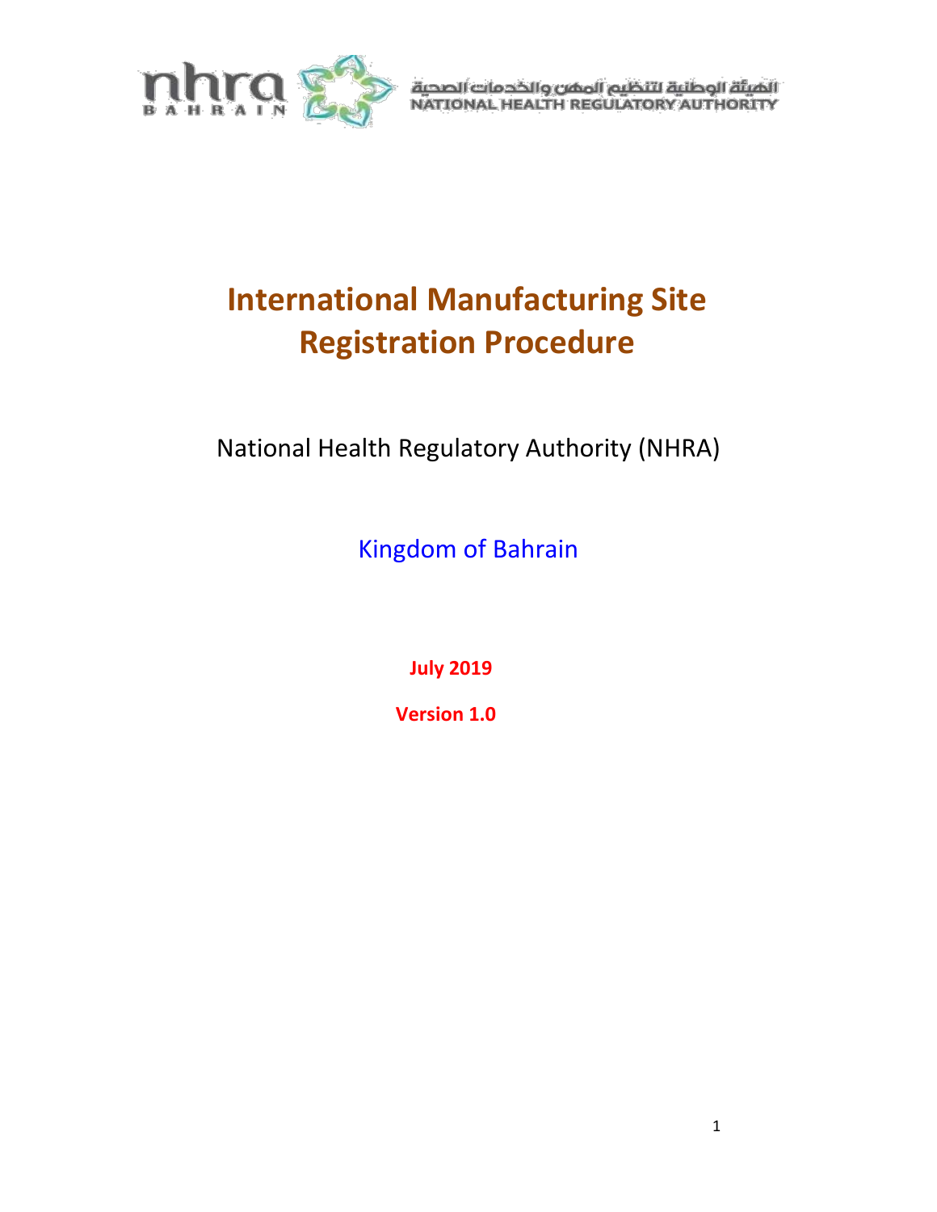الهيئة الوطنية لتنظيم المهن والخدمات الصحية
NATIONAL HEALTH REGULATORY AUTHORITY

# International Manufacturing Site Registration Procedure

National Health Regulatory Authority (NHRA)

Kingdom of Bahrain

**July 2019**

**Version 1.0**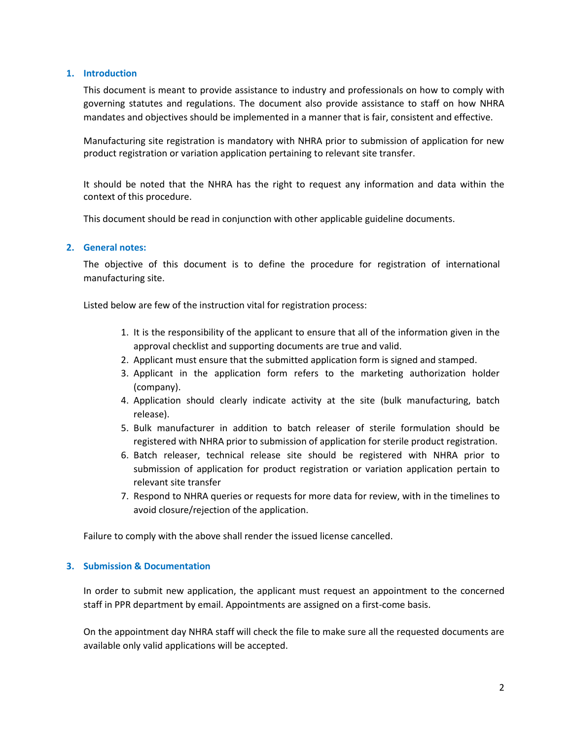## 1. Introduction

This document is meant to provide assistance to industry and professionals on how to comply with governing statutes and regulations. The document also provide assistance to staff on how NHRA mandates and objectives should be implemented in a manner that is fair, consistent and effective.

Manufacturing site registration is mandatory with NHRA prior to submission of application for new product registration or variation application pertaining to relevant site transfer.

It should be noted that the NHRA has the right to request any information and data within the context of this procedure.

This document should be read in conjunction with other applicable guideline documents.

## 2. General notes:

The objective of this document is to define the procedure for registration of international manufacturing site.

Listed below are few of the instruction vital for registration process:

1. It is the responsibility of the applicant to ensure that all of the information given in the approval checklist and supporting documents are true and valid.
2. Applicant must ensure that the submitted application form is signed and stamped.
3. Applicant in the application form refers to the marketing authorization holder (company).
4. Application should clearly indicate activity at the site (bulk manufacturing, batch release).
5. Bulk manufacturer in addition to batch releaser of sterile formulation should be registered with NHRA prior to submission of application for sterile product registration.
6. Batch releaser, technical release site should be registered with NHRA prior to submission of application for product registration or variation application pertain to relevant site transfer
7. Respond to NHRA queries or requests for more data for review, with in the timelines to avoid closure/rejection of the application.

Failure to comply with the above shall render the issued license cancelled.

## 3. Submission & Documentation

In order to submit new application, the applicant must request an appointment to the concerned staff in PPR department by email. Appointments are assigned on a first-come basis.

On the appointment day NHRA staff will check the file to make sure all the requested documents are available only valid applications will be accepted.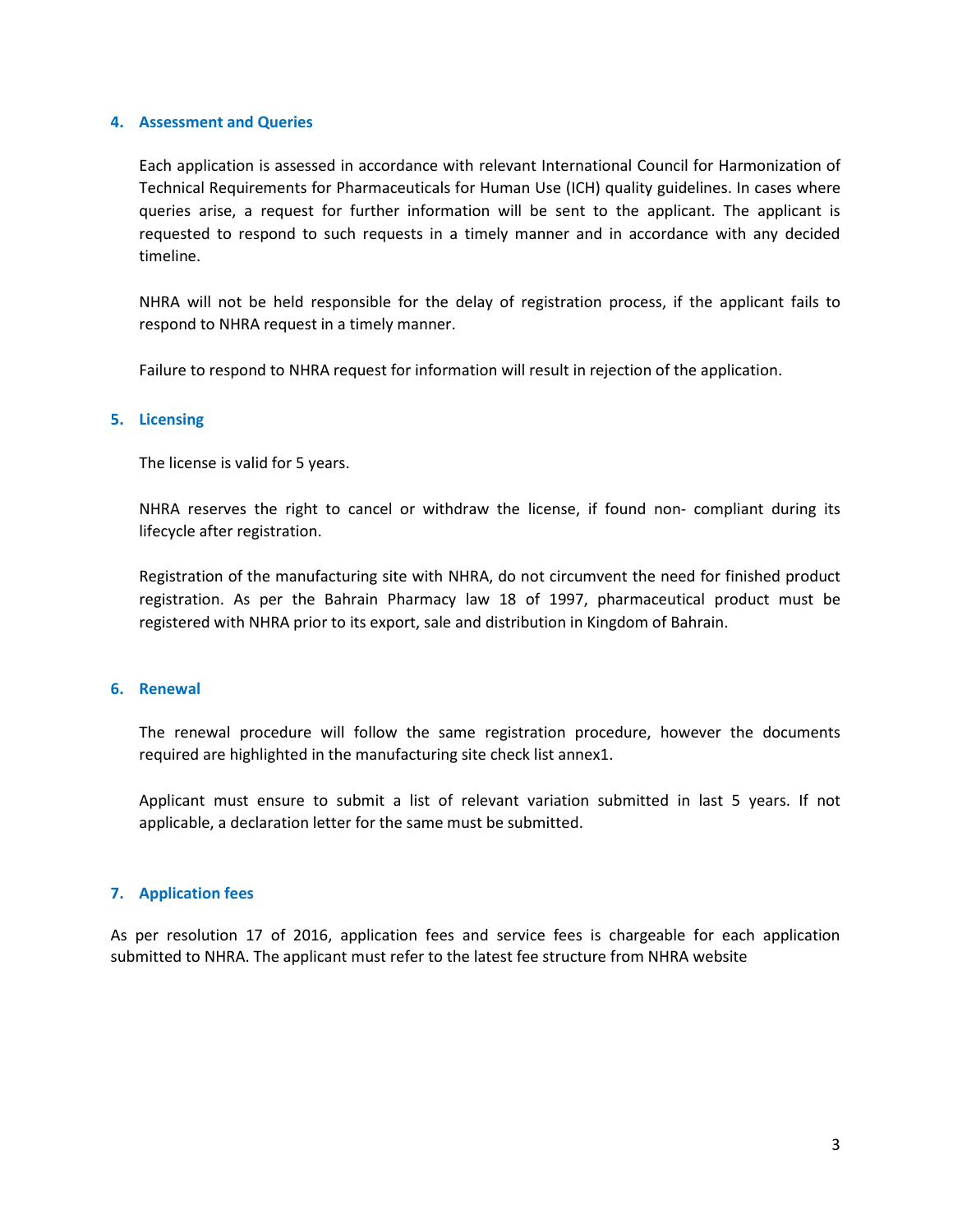## 4. Assessment and Queries

Each application is assessed in accordance with relevant International Council for Harmonization of Technical Requirements for Pharmaceuticals for Human Use (ICH) quality guidelines. In cases where queries arise, a request for further information will be sent to the applicant. The applicant is requested to respond to such requests in a timely manner and in accordance with any decided timeline.

NHRA will not be held responsible for the delay of registration process, if the applicant fails to respond to NHRA request in a timely manner.

Failure to respond to NHRA request for information will result in rejection of the application.

## 5. Licensing

The license is valid for 5 years.

NHRA reserves the right to cancel or withdraw the license, if found non- compliant during its lifecycle after registration.

Registration of the manufacturing site with NHRA, do not circumvent the need for finished product registration. As per the Bahrain Pharmacy law 18 of 1997, pharmaceutical product must be registered with NHRA prior to its export, sale and distribution in Kingdom of Bahrain.

## 6. Renewal

The renewal procedure will follow the same registration procedure, however the documents required are highlighted in the manufacturing site check list annex1.

Applicant must ensure to submit a list of relevant variation submitted in last 5 years. If not applicable, a declaration letter for the same must be submitted.

## 7. Application fees

As per resolution 17 of 2016, application fees and service fees is chargeable for each application submitted to NHRA. The applicant must refer to the latest fee structure from NHRA website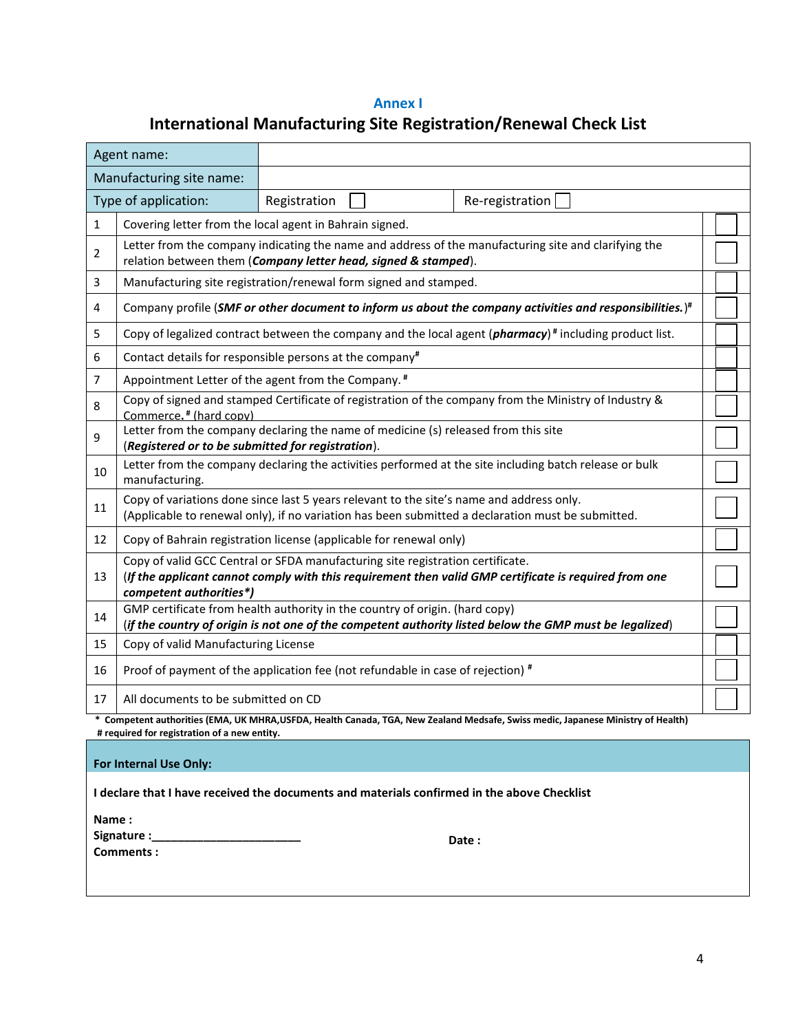## Annex I

## International Manufacturing Site Registration/Renewal Check List

| | | | |
|---|---|---|---|
| Agent name: | | | |
| Manufacturing site name: | | | |
| Type of application: | Registration ☐ | Re-registration ☐ | |

| | | |
|---|---|---|
| 1 | Covering letter from the local agent in Bahrain signed. | ☐ |
| 2 | Letter from the company indicating the name and address of the manufacturing site and clarifying the relation between them (***Company letter head, signed & stamped***). | ☐ |
| 3 | Manufacturing site registration/renewal form signed and stamped. | ☐ |
| 4 | Company profile (***SMF or other document to inform us about the company activities and responsibilities.***)# | ☐ |
| 5 | Copy of legalized contract between the company and the local agent (***pharmacy***) # including product list. | ☐ |
| 6 | Contact details for responsible persons at the company# | ☐ |
| 7 | Appointment Letter of the agent from the Company. # | ☐ |
| 8 | Copy of signed and stamped Certificate of registration of the company from the Ministry of Industry & Commerce. # (hard copy) | ☐ |
| 9 | Letter from the company declaring the name of medicine (s) released from this site (***Registered or to be submitted for registration***). | ☐ |
| 10 | Letter from the company declaring the activities performed at the site including batch release or bulk manufacturing. | ☐ |
| 11 | Copy of variations done since last 5 years relevant to the site's name and address only. (Applicable to renewal only), if no variation has been submitted a declaration must be submitted. | ☐ |
| 12 | Copy of Bahrain registration license (applicable for renewal only) | ☐ |
| 13 | Copy of valid GCC Central or SFDA manufacturing site registration certificate. (***If the applicant cannot comply with this requirement then valid GMP certificate is required from one competent authorities****) | ☐ |
| 14 | GMP certificate from health authority in the country of origin. (hard copy) (***if the country of origin is not one of the competent authority listed below the GMP must be legalized***) | ☐ |
| 15 | Copy of valid Manufacturing License | ☐ |
| 16 | Proof of payment of the application fee (not refundable in case of rejection) # | ☐ |
| 17 | All documents to be submitted on CD | ☐ |

**\* Competent authorities (EMA, UK MHRA,USFDA, Health Canada, TGA, New Zealand Medsafe, Swiss medic, Japanese Ministry of Health)**
**# required for registration of a new entity.**

**For Internal Use Only:**

**I declare that I have received the documents and materials confirmed in the above Checklist**

**Name :**
**Signature :________________________** **Date :**
**Comments :**